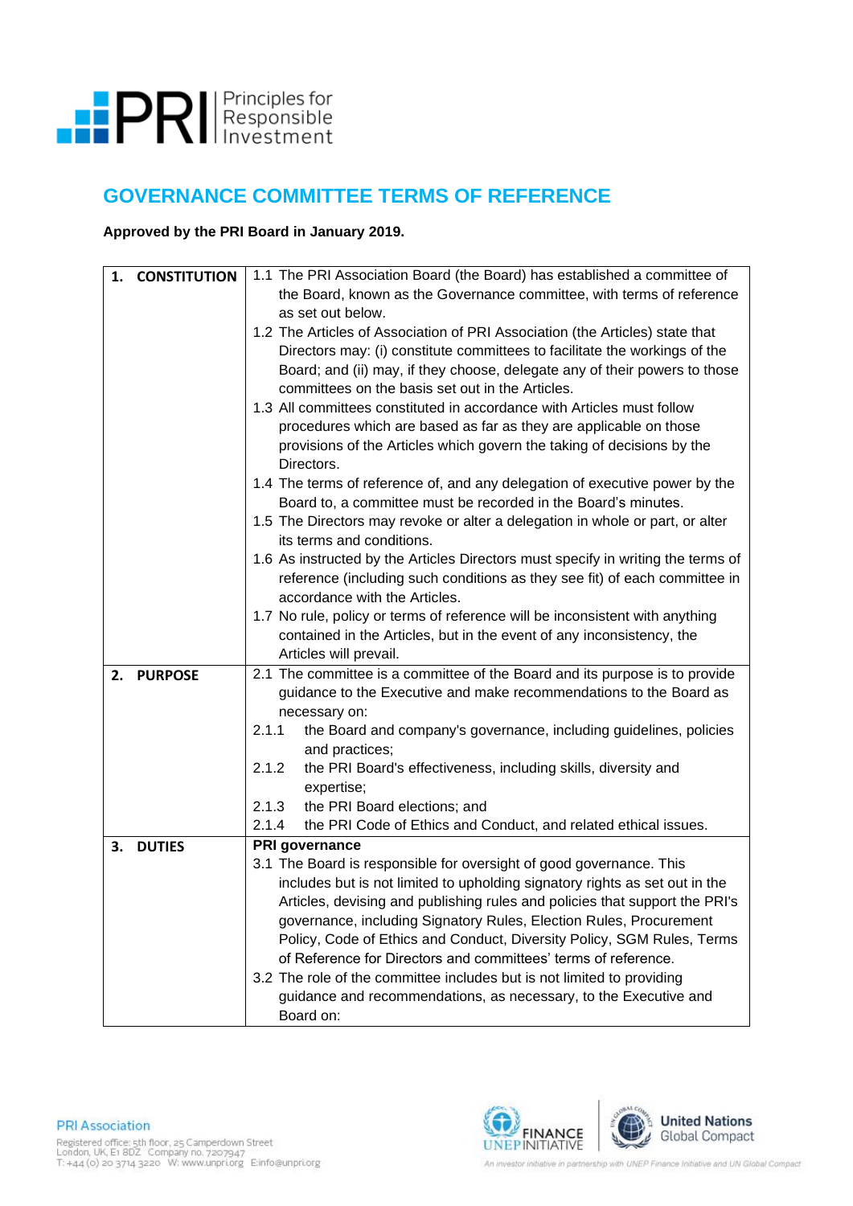# GOVERNANCE COMMITTEE TERMS OF REFERENCE

**Approved by the PRI Board in January 2019.**

| | |
|---|---|
| **1. CONSTITUTION** | 1.1 The PRI Association Board (the Board) has established a committee of the Board, known as the Governance committee, with terms of reference as set out below.<br>1.2 The Articles of Association of PRI Association (the Articles) state that Directors may: (i) constitute committees to facilitate the workings of the Board; and (ii) may, if they choose, delegate any of their powers to those committees on the basis set out in the Articles.<br>1.3 All committees constituted in accordance with Articles must follow procedures which are based as far as they are applicable on those provisions of the Articles which govern the taking of decisions by the Directors.<br>1.4 The terms of reference of, and any delegation of executive power by the Board to, a committee must be recorded in the Board's minutes.<br>1.5 The Directors may revoke or alter a delegation in whole or part, or alter its terms and conditions.<br>1.6 As instructed by the Articles Directors must specify in writing the terms of reference (including such conditions as they see fit) of each committee in accordance with the Articles.<br>1.7 No rule, policy or terms of reference will be inconsistent with anything contained in the Articles, but in the event of any inconsistency, the Articles will prevail. |
| **2. PURPOSE** | 2.1 The committee is a committee of the Board and its purpose is to provide guidance to the Executive and make recommendations to the Board as necessary on:<br>2.1.1 the Board and company's governance, including guidelines, policies and practices;<br>2.1.2 the PRI Board's effectiveness, including skills, diversity and expertise;<br>2.1.3 the PRI Board elections; and<br>2.1.4 the PRI Code of Ethics and Conduct, and related ethical issues. |
| **3. DUTIES** | **PRI governance**<br>3.1 The Board is responsible for oversight of good governance. This includes but is not limited to upholding signatory rights as set out in the Articles, devising and publishing rules and policies that support the PRI's governance, including Signatory Rules, Election Rules, Procurement Policy, Code of Ethics and Conduct, Diversity Policy, SGM Rules, Terms of Reference for Directors and committees' terms of reference.<br>3.2 The role of the committee includes but is not limited to providing guidance and recommendations, as necessary, to the Executive and Board on: |

PRI Association
Registered office: 5th floor, 25 Camperdown Street London, UK, E1 8DZ Company no. 7207947
T: +44 (0) 20 3714 3220 W: www.unpri.org E:info@unpri.org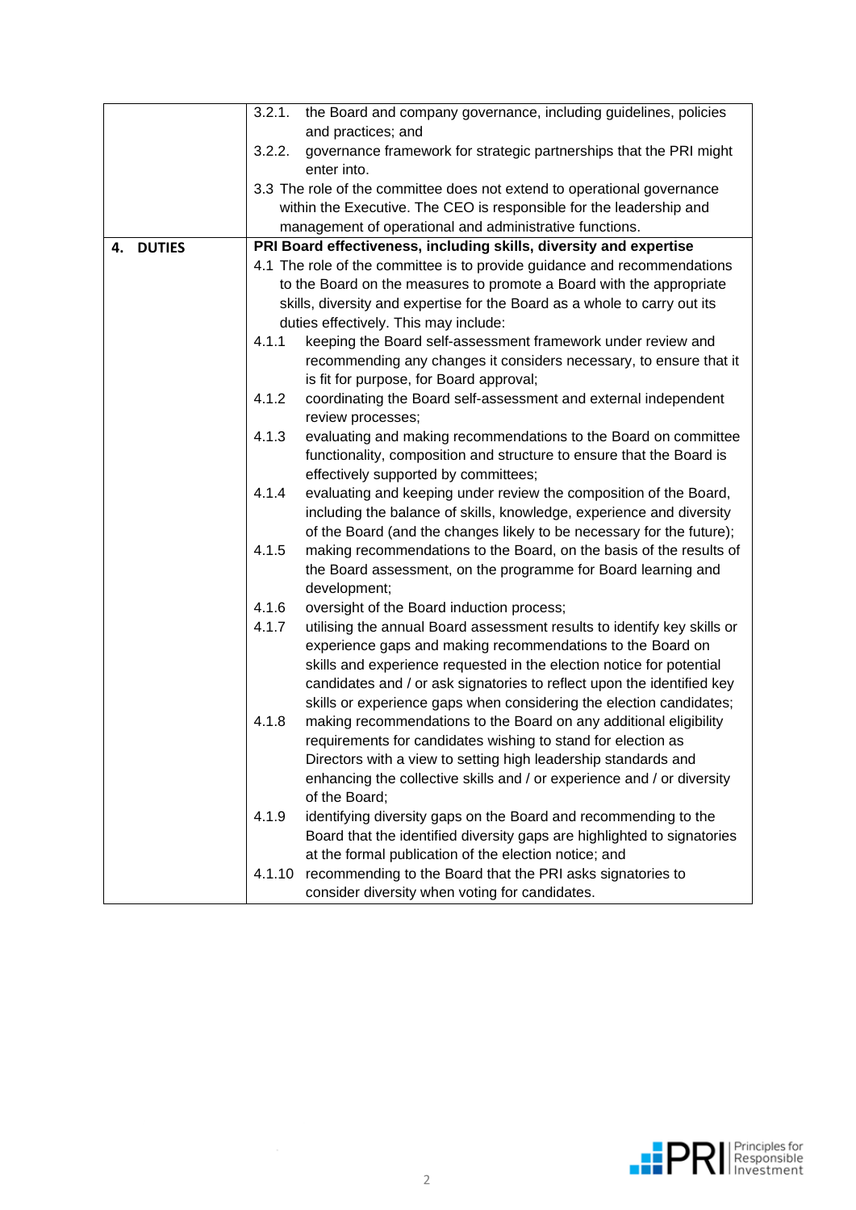| | |
|---|---|
| | 3.2.1. the Board and company governance, including guidelines, policies and practices; and<br>3.2.2. governance framework for strategic partnerships that the PRI might enter into.<br>3.3 The role of the committee does not extend to operational governance within the Executive. The CEO is responsible for the leadership and management of operational and administrative functions. |
| **4. DUTIES** | **PRI Board effectiveness, including skills, diversity and expertise**<br>4.1 The role of the committee is to provide guidance and recommendations to the Board on the measures to promote a Board with the appropriate skills, diversity and expertise for the Board as a whole to carry out its duties effectively. This may include:<br>4.1.1 keeping the Board self-assessment framework under review and recommending any changes it considers necessary, to ensure that it is fit for purpose, for Board approval;<br>4.1.2 coordinating the Board self-assessment and external independent review processes;<br>4.1.3 evaluating and making recommendations to the Board on committee functionality, composition and structure to ensure that the Board is effectively supported by committees;<br>4.1.4 evaluating and keeping under review the composition of the Board, including the balance of skills, knowledge, experience and diversity of the Board (and the changes likely to be necessary for the future);<br>4.1.5 making recommendations to the Board, on the basis of the results of the Board assessment, on the programme for Board learning and development;<br>4.1.6 oversight of the Board induction process;<br>4.1.7 utilising the annual Board assessment results to identify key skills or experience gaps and making recommendations to the Board on skills and experience requested in the election notice for potential candidates and / or ask signatories to reflect upon the identified key skills or experience gaps when considering the election candidates;<br>4.1.8 making recommendations to the Board on any additional eligibility requirements for candidates wishing to stand for election as Directors with a view to setting high leadership standards and enhancing the collective skills and / or experience and / or diversity of the Board;<br>4.1.9 identifying diversity gaps on the Board and recommending to the Board that the identified diversity gaps are highlighted to signatories at the formal publication of the election notice; and<br>4.1.10 recommending to the Board that the PRI asks signatories to consider diversity when voting for candidates. |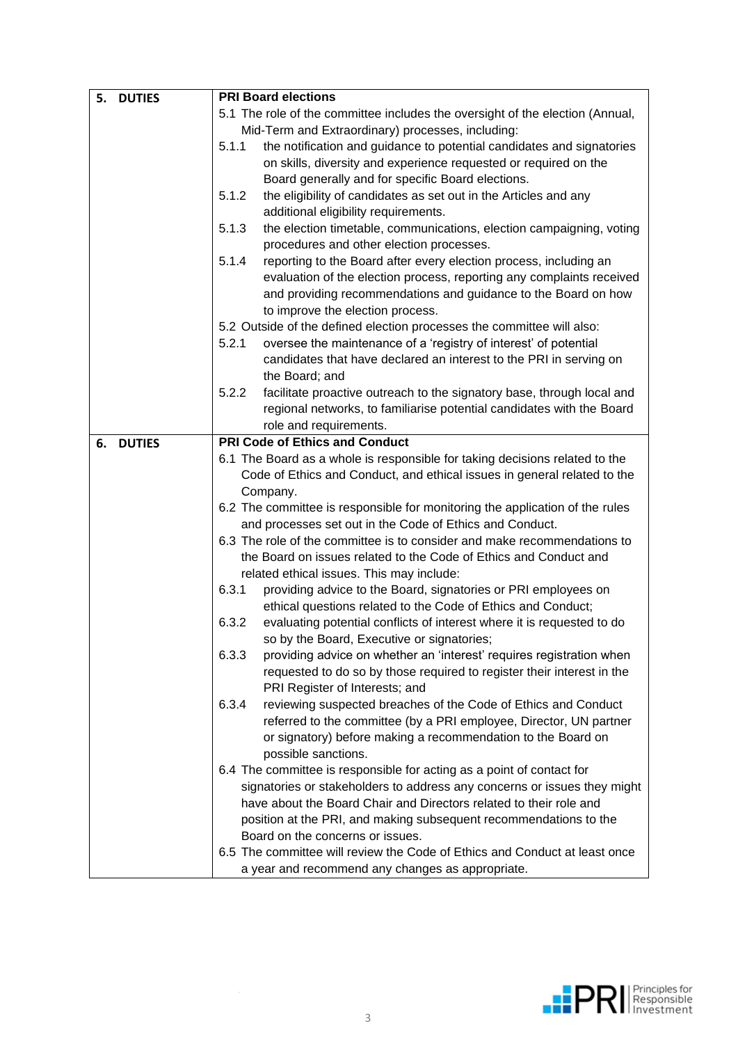| 5. DUTIES | **PRI Board elections**<br>5.1 The role of the committee includes the oversight of the election (Annual, Mid-Term and Extraordinary) processes, including:<br>5.1.1 the notification and guidance to potential candidates and signatories on skills, diversity and experience requested or required on the Board generally and for specific Board elections.<br>5.1.2 the eligibility of candidates as set out in the Articles and any additional eligibility requirements.<br>5.1.3 the election timetable, communications, election campaigning, voting procedures and other election processes.<br>5.1.4 reporting to the Board after every election process, including an evaluation of the election process, reporting any complaints received and providing recommendations and guidance to the Board on how to improve the election process.<br>5.2 Outside of the defined election processes the committee will also:<br>5.2.1 oversee the maintenance of a 'registry of interest' of potential candidates that have declared an interest to the PRI in serving on the Board; and<br>5.2.2 facilitate proactive outreach to the signatory base, through local and regional networks, to familiarise potential candidates with the Board role and requirements. |
|---|---|
| 6. DUTIES | **PRI Code of Ethics and Conduct**<br>6.1 The Board as a whole is responsible for taking decisions related to the Code of Ethics and Conduct, and ethical issues in general related to the Company.<br>6.2 The committee is responsible for monitoring the application of the rules and processes set out in the Code of Ethics and Conduct.<br>6.3 The role of the committee is to consider and make recommendations to the Board on issues related to the Code of Ethics and Conduct and related ethical issues. This may include:<br>6.3.1 providing advice to the Board, signatories or PRI employees on ethical questions related to the Code of Ethics and Conduct;<br>6.3.2 evaluating potential conflicts of interest where it is requested to do so by the Board, Executive or signatories;<br>6.3.3 providing advice on whether an 'interest' requires registration when requested to do so by those required to register their interest in the PRI Register of Interests; and<br>6.3.4 reviewing suspected breaches of the Code of Ethics and Conduct referred to the committee (by a PRI employee, Director, UN partner or signatory) before making a recommendation to the Board on possible sanctions.<br>6.4 The committee is responsible for acting as a point of contact for signatories or stakeholders to address any concerns or issues they might have about the Board Chair and Directors related to their role and position at the PRI, and making subsequent recommendations to the Board on the concerns or issues.<br>6.5 The committee will review the Code of Ethics and Conduct at least once a year and recommend any changes as appropriate. |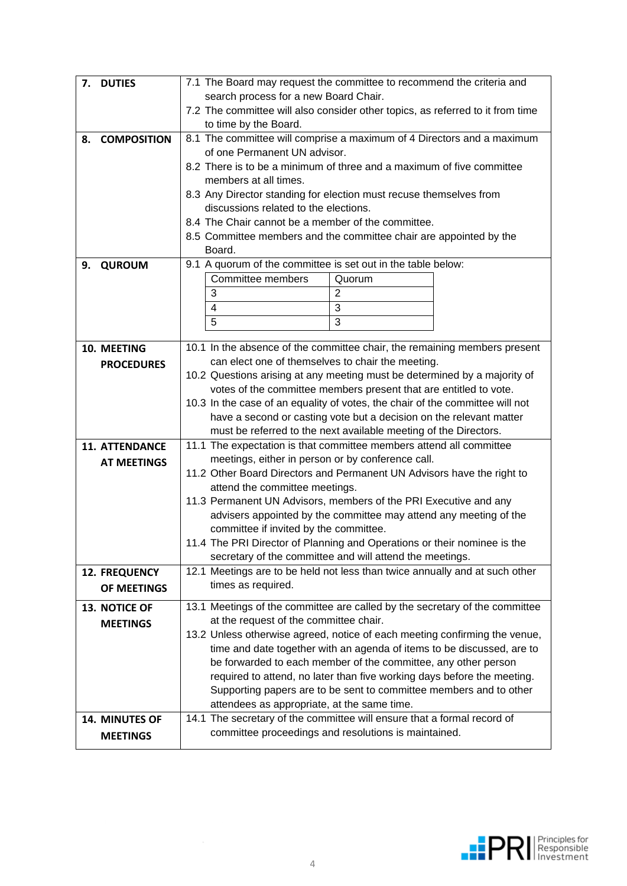| | |
|---|---|
| **7. DUTIES** | 7.1 The Board may request the committee to recommend the criteria and search process for a new Board Chair.<br>7.2 The committee will also consider other topics, as referred to it from time to time by the Board. |
| **8. COMPOSITION** | 8.1 The committee will comprise a maximum of 4 Directors and a maximum of one Permanent UN advisor.<br>8.2 There is to be a minimum of three and a maximum of five committee members at all times.<br>8.3 Any Director standing for election must recuse themselves from discussions related to the elections.<br>8.4 The Chair cannot be a member of the committee.<br>8.5 Committee members and the committee chair are appointed by the Board. |
| **9. QUROUM** | 9.1 A quorum of the committee is set out in the table below:<br>Committee members – Quorum<br>3 – 2<br>4 – 3<br>5 – 3 |
| **10. MEETING PROCEDURES** | 10.1 In the absence of the committee chair, the remaining members present can elect one of themselves to chair the meeting.<br>10.2 Questions arising at any meeting must be determined by a majority of votes of the committee members present that are entitled to vote.<br>10.3 In the case of an equality of votes, the chair of the committee will not have a second or casting vote but a decision on the relevant matter must be referred to the next available meeting of the Directors. |
| **11. ATTENDANCE AT MEETINGS** | 11.1 The expectation is that committee members attend all committee meetings, either in person or by conference call.<br>11.2 Other Board Directors and Permanent UN Advisors have the right to attend the committee meetings.<br>11.3 Permanent UN Advisors, members of the PRI Executive and any advisers appointed by the committee may attend any meeting of the committee if invited by the committee.<br>11.4 The PRI Director of Planning and Operations or their nominee is the secretary of the committee and will attend the meetings. |
| **12. FREQUENCY OF MEETINGS** | 12.1 Meetings are to be held not less than twice annually and at such other times as required. |
| **13. NOTICE OF MEETINGS** | 13.1 Meetings of the committee are called by the secretary of the committee at the request of the committee chair.<br>13.2 Unless otherwise agreed, notice of each meeting confirming the venue, time and date together with an agenda of items to be discussed, are to be forwarded to each member of the committee, any other person required to attend, no later than five working days before the meeting. Supporting papers are to be sent to committee members and to other attendees as appropriate, at the same time. |
| **14. MINUTES OF MEETINGS** | 14.1 The secretary of the committee will ensure that a formal record of committee proceedings and resolutions is maintained. |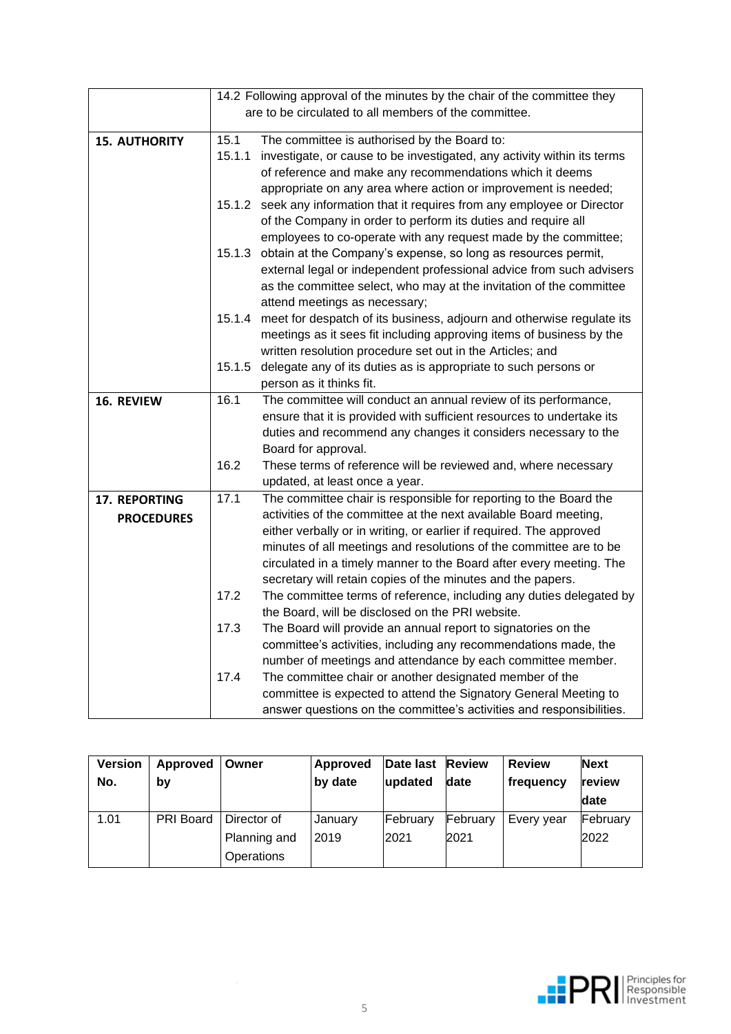| | |
|---|---|
| | 14.2 Following approval of the minutes by the chair of the committee they are to be circulated to all members of the committee. |
| **15. AUTHORITY** | 15.1 The committee is authorised by the Board to:<br>15.1.1 investigate, or cause to be investigated, any activity within its terms of reference and make any recommendations which it deems appropriate on any area where action or improvement is needed;<br>15.1.2 seek any information that it requires from any employee or Director of the Company in order to perform its duties and require all employees to co-operate with any request made by the committee;<br>15.1.3 obtain at the Company's expense, so long as resources permit, external legal or independent professional advice from such advisers as the committee select, who may at the invitation of the committee attend meetings as necessary;<br>15.1.4 meet for despatch of its business, adjourn and otherwise regulate its meetings as it sees fit including approving items of business by the written resolution procedure set out in the Articles; and<br>15.1.5 delegate any of its duties as is appropriate to such persons or person as it thinks fit. |
| **16. REVIEW** | 16.1 The committee will conduct an annual review of its performance, ensure that it is provided with sufficient resources to undertake its duties and recommend any changes it considers necessary to the Board for approval.<br>16.2 These terms of reference will be reviewed and, where necessary updated, at least once a year. |
| **17. REPORTING PROCEDURES** | 17.1 The committee chair is responsible for reporting to the Board the activities of the committee at the next available Board meeting, either verbally or in writing, or earlier if required. The approved minutes of all meetings and resolutions of the committee are to be circulated in a timely manner to the Board after every meeting. The secretary will retain copies of the minutes and the papers.<br>17.2 The committee terms of reference, including any duties delegated by the Board, will be disclosed on the PRI website.<br>17.3 The Board will provide an annual report to signatories on the committee's activities, including any recommendations made, the number of meetings and attendance by each committee member.<br>17.4 The committee chair or another designated member of the committee is expected to attend the Signatory General Meeting to answer questions on the committee's activities and responsibilities. |

| Version No. | Approved by | Owner | Approved by date | Date last updated | Review date | Review frequency | Next review date |
|---|---|---|---|---|---|---|---|
| 1.01 | PRI Board | Director of Planning and Operations | January 2019 | February 2021 | February 2021 | Every year | February 2022 |